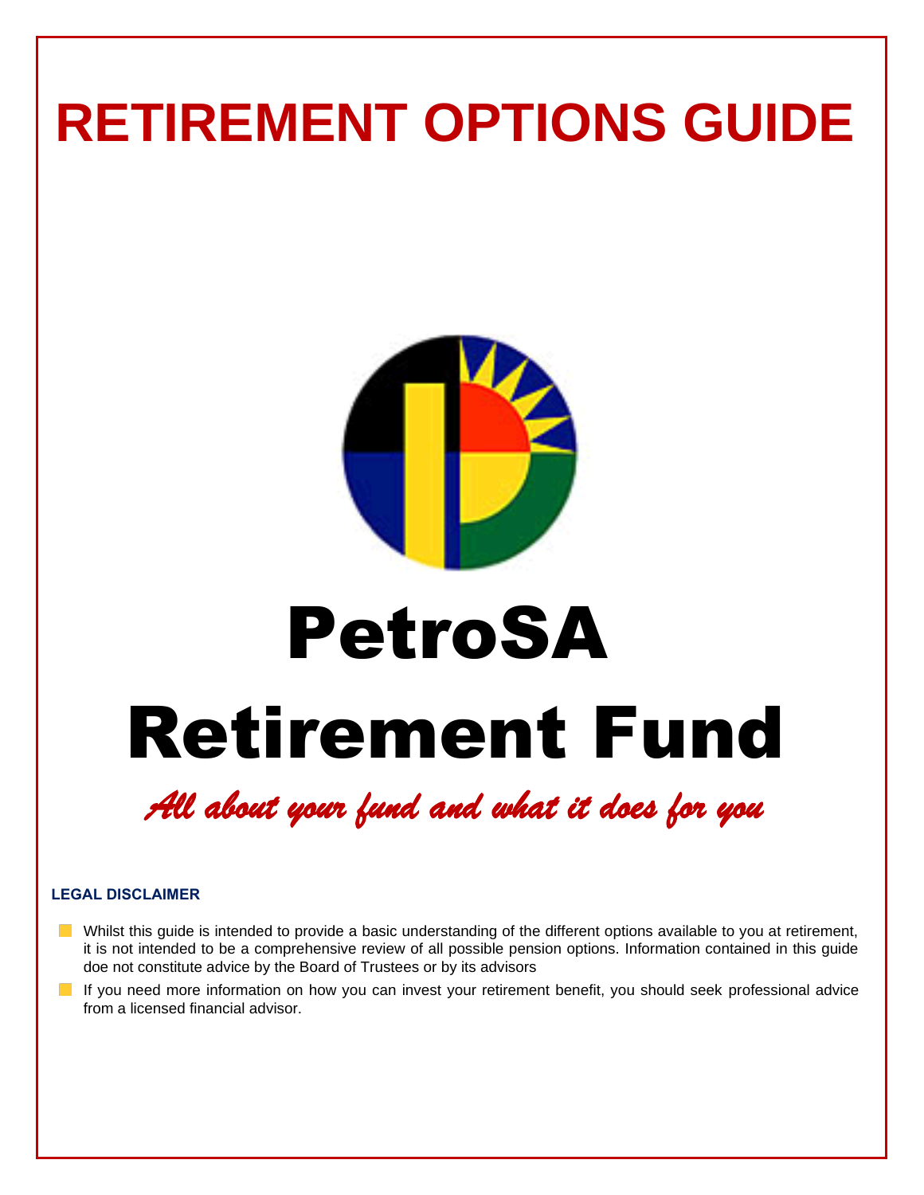# RETIREMENT OPTIONS GUIDE

# PetroSA Retirement Fund

*All about your fund and what it does for you*

**LEGAL DISCLAIMER**

- Whilst this guide is intended to provide a basic understanding of the different options available to you at retirement, it is not intended to be a comprehensive review of all possible pension options. Information contained in this guide doe not constitute advice by the Board of Trustees or by its advisors
- If you need more information on how you can invest your retirement benefit, you should seek professional advice from a licensed financial advisor.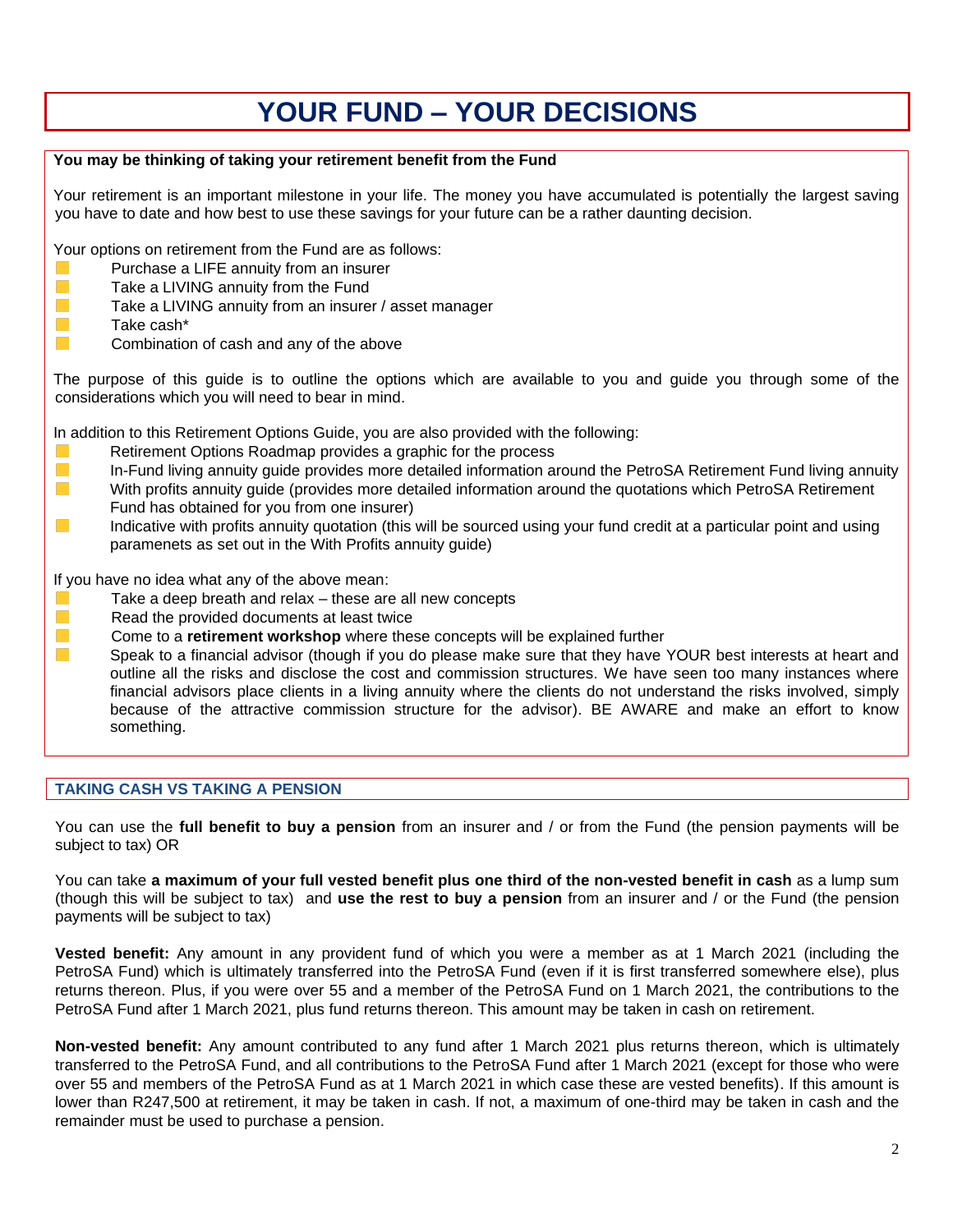# YOUR FUND – YOUR DECISIONS

**You may be thinking of taking your retirement benefit from the Fund**

Your retirement is an important milestone in your life. The money you have accumulated is potentially the largest saving you have to date and how best to use these savings for your future can be a rather daunting decision.

Your options on retirement from the Fund are as follows:

- Purchase a LIFE annuity from an insurer
- Take a LIVING annuity from the Fund
- Take a LIVING annuity from an insurer / asset manager
- Take cash*
- Combination of cash and any of the above

The purpose of this guide is to outline the options which are available to you and guide you through some of the considerations which you will need to bear in mind.

In addition to this Retirement Options Guide, you are also provided with the following:

- Retirement Options Roadmap provides a graphic for the process
- In-Fund living annuity guide provides more detailed information around the PetroSA Retirement Fund living annuity
- With profits annuity guide (provides more detailed information around the quotations which PetroSA Retirement Fund has obtained for you from one insurer)
- Indicative with profits annuity quotation (this will be sourced using your fund credit at a particular point and using paramenets as set out in the With Profits annuity guide)

If you have no idea what any of the above mean:

- Take a deep breath and relax – these are all new concepts
- Read the provided documents at least twice
- Come to a **retirement workshop** where these concepts will be explained further
- Speak to a financial advisor (though if you do please make sure that they have YOUR best interests at heart and outline all the risks and disclose the cost and commission structures. We have seen too many instances where financial advisors place clients in a living annuity where the clients do not understand the risks involved, simply because of the attractive commission structure for the advisor). BE AWARE and make an effort to know something.

## TAKING CASH VS TAKING A PENSION

You can use the **full benefit to buy a pension** from an insurer and / or from the Fund (the pension payments will be subject to tax) OR

You can take **a maximum of your full vested benefit plus one third of the non-vested benefit in cash** as a lump sum (though this will be subject to tax) and **use the rest to buy a pension** from an insurer and / or the Fund (the pension payments will be subject to tax)

**Vested benefit:** Any amount in any provident fund of which you were a member as at 1 March 2021 (including the PetroSA Fund) which is ultimately transferred into the PetroSA Fund (even if it is first transferred somewhere else), plus returns thereon. Plus, if you were over 55 and a member of the PetroSA Fund on 1 March 2021, the contributions to the PetroSA Fund after 1 March 2021, plus fund returns thereon. This amount may be taken in cash on retirement.

**Non-vested benefit:** Any amount contributed to any fund after 1 March 2021 plus returns thereon, which is ultimately transferred to the PetroSA Fund, and all contributions to the PetroSA Fund after 1 March 2021 (except for those who were over 55 and members of the PetroSA Fund as at 1 March 2021 in which case these are vested benefits). If this amount is lower than R247,500 at retirement, it may be taken in cash. If not, a maximum of one-third may be taken in cash and the remainder must be used to purchase a pension.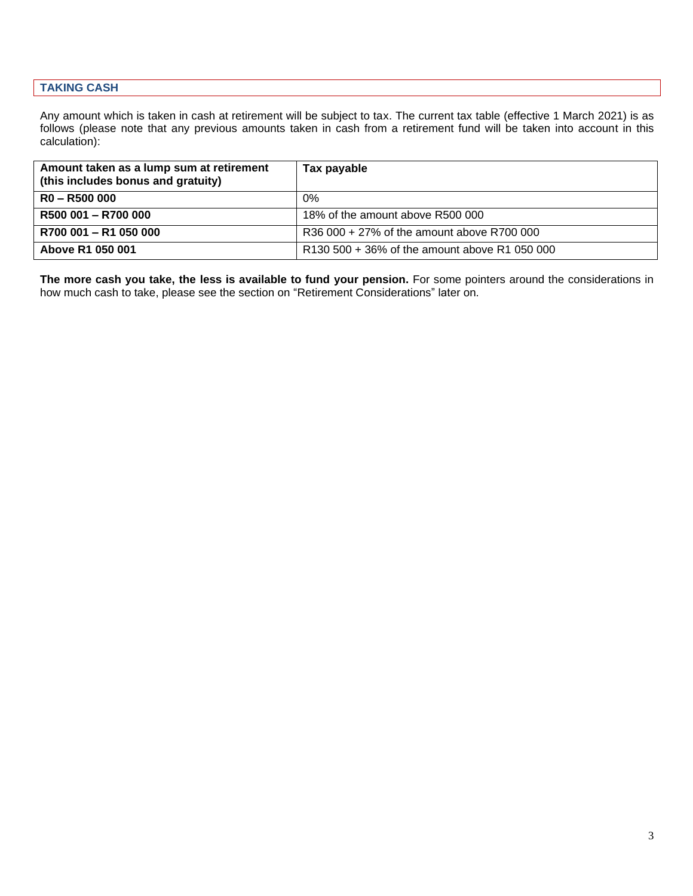## TAKING CASH

Any amount which is taken in cash at retirement will be subject to tax. The current tax table (effective 1 March 2021) is as follows (please note that any previous amounts taken in cash from a retirement fund will be taken into account in this calculation):

| **Amount taken as a lump sum at retirement (this includes bonus and gratuity)** | **Tax payable** |
|---|---|
| **R0 – R500 000** | 0% |
| **R500 001 – R700 000** | 18% of the amount above R500 000 |
| **R700 001 – R1 050 000** | R36 000 + 27% of the amount above R700 000 |
| **Above R1 050 001** | R130 500 + 36% of the amount above R1 050 000 |

**The more cash you take, the less is available to fund your pension.** For some pointers around the considerations in how much cash to take, please see the section on "Retirement Considerations" later on.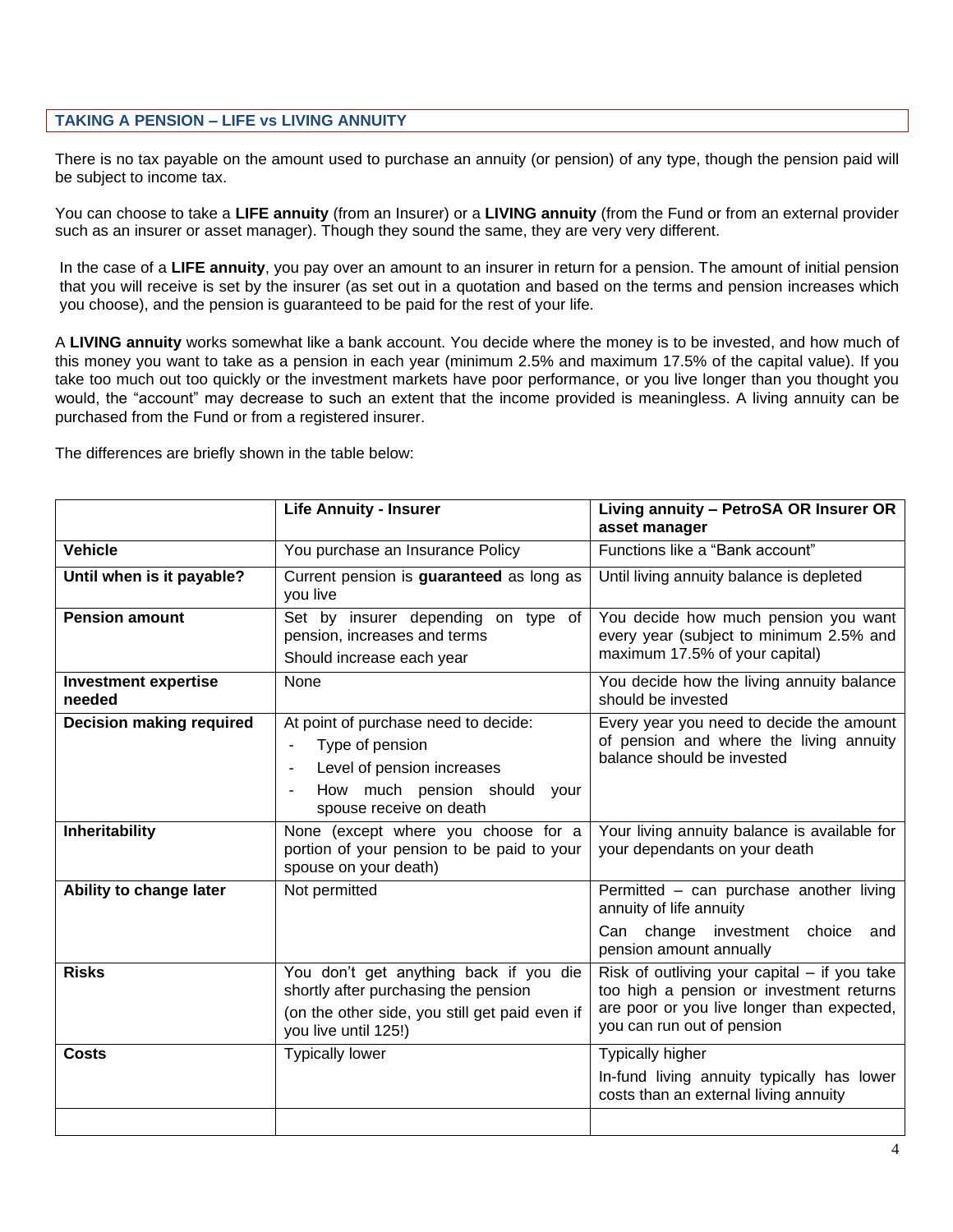## TAKING A PENSION – LIFE vs LIVING ANNUITY

There is no tax payable on the amount used to purchase an annuity (or pension) of any type, though the pension paid will be subject to income tax.

You can choose to take a **LIFE annuity** (from an Insurer) or a **LIVING annuity** (from the Fund or from an external provider such as an insurer or asset manager). Though they sound the same, they are very very different.

In the case of a **LIFE annuity**, you pay over an amount to an insurer in return for a pension. The amount of initial pension that you will receive is set by the insurer (as set out in a quotation and based on the terms and pension increases which you choose), and the pension is guaranteed to be paid for the rest of your life.

A **LIVING annuity** works somewhat like a bank account. You decide where the money is to be invested, and how much of this money you want to take as a pension in each year (minimum 2.5% and maximum 17.5% of the capital value). If you take too much out too quickly or the investment markets have poor performance, or you live longer than you thought you would, the "account" may decrease to such an extent that the income provided is meaningless. A living annuity can be purchased from the Fund or from a registered insurer.

The differences are briefly shown in the table below:

| | **Life Annuity - Insurer** | **Living annuity – PetroSA OR Insurer OR asset manager** |
|---|---|---|
| **Vehicle** | You purchase an Insurance Policy | Functions like a "Bank account" |
| **Until when is it payable?** | Current pension is **guaranteed** as long as you live | Until living annuity balance is depleted |
| **Pension amount** | Set by insurer depending on type of pension, increases and terms<br>Should increase each year | You decide how much pension you want every year (subject to minimum 2.5% and maximum 17.5% of your capital) |
| **Investment expertise needed** | None | You decide how the living annuity balance should be invested |
| **Decision making required** | At point of purchase need to decide:<br>- Type of pension<br>- Level of pension increases<br>- How much pension should your spouse receive on death | Every year you need to decide the amount of pension and where the living annuity balance should be invested |
| **Inheritability** | None (except where you choose for a portion of your pension to be paid to your spouse on your death) | Your living annuity balance is available for your dependants on your death |
| **Ability to change later** | Not permitted | Permitted – can purchase another living annuity of life annuity<br>Can change investment choice and pension amount annually |
| **Risks** | You don't get anything back if you die shortly after purchasing the pension<br>(on the other side, you still get paid even if you live until 125!) | Risk of outliving your capital – if you take too high a pension or investment returns are poor or you live longer than expected, you can run out of pension |
| **Costs** | Typically lower | Typically higher<br>In-fund living annuity typically has lower costs than an external living annuity |
| | | |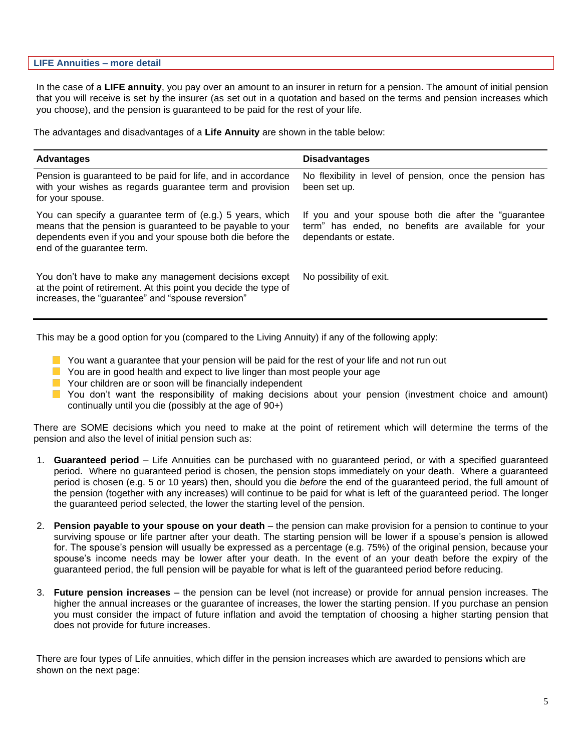## LIFE Annuities – more detail

In the case of a **LIFE annuity**, you pay over an amount to an insurer in return for a pension. The amount of initial pension that you will receive is set by the insurer (as set out in a quotation and based on the terms and pension increases which you choose), and the pension is guaranteed to be paid for the rest of your life.

The advantages and disadvantages of a **Life Annuity** are shown in the table below:

| Advantages | Disadvantages |
| --- | --- |
| Pension is guaranteed to be paid for life, and in accordance with your wishes as regards guarantee term and provision for your spouse. | No flexibility in level of pension, once the pension has been set up. |
| You can specify a guarantee term of (e.g.) 5 years, which means that the pension is guaranteed to be payable to your dependents even if you and your spouse both die before the end of the guarantee term. | If you and your spouse both die after the "guarantee term" has ended, no benefits are available for your dependants or estate. |
| You don't have to make any management decisions except at the point of retirement. At this point you decide the type of increases, the "guarantee" and "spouse reversion" | No possibility of exit. |

This may be a good option for you (compared to the Living Annuity) if any of the following apply:

- You want a guarantee that your pension will be paid for the rest of your life and not run out
- You are in good health and expect to live linger than most people your age
- Your children are or soon will be financially independent
- You don't want the responsibility of making decisions about your pension (investment choice and amount) continually until you die (possibly at the age of 90+)

There are SOME decisions which you need to make at the point of retirement which will determine the terms of the pension and also the level of initial pension such as:

1. **Guaranteed period** – Life Annuities can be purchased with no guaranteed period, or with a specified guaranteed period. Where no guaranteed period is chosen, the pension stops immediately on your death. Where a guaranteed period is chosen (e.g. 5 or 10 years) then, should you die *before* the end of the guaranteed period, the full amount of the pension (together with any increases) will continue to be paid for what is left of the guaranteed period. The longer the guaranteed period selected, the lower the starting level of the pension.

2. **Pension payable to your spouse on your death** – the pension can make provision for a pension to continue to your surviving spouse or life partner after your death. The starting pension will be lower if a spouse's pension is allowed for. The spouse's pension will usually be expressed as a percentage (e.g. 75%) of the original pension, because your spouse's income needs may be lower after your death. In the event of an your death before the expiry of the guaranteed period, the full pension will be payable for what is left of the guaranteed period before reducing.

3. **Future pension increases** – the pension can be level (not increase) or provide for annual pension increases. The higher the annual increases or the guarantee of increases, the lower the starting pension. If you purchase an pension you must consider the impact of future inflation and avoid the temptation of choosing a higher starting pension that does not provide for future increases.

There are four types of Life annuities, which differ in the pension increases which are awarded to pensions which are shown on the next page: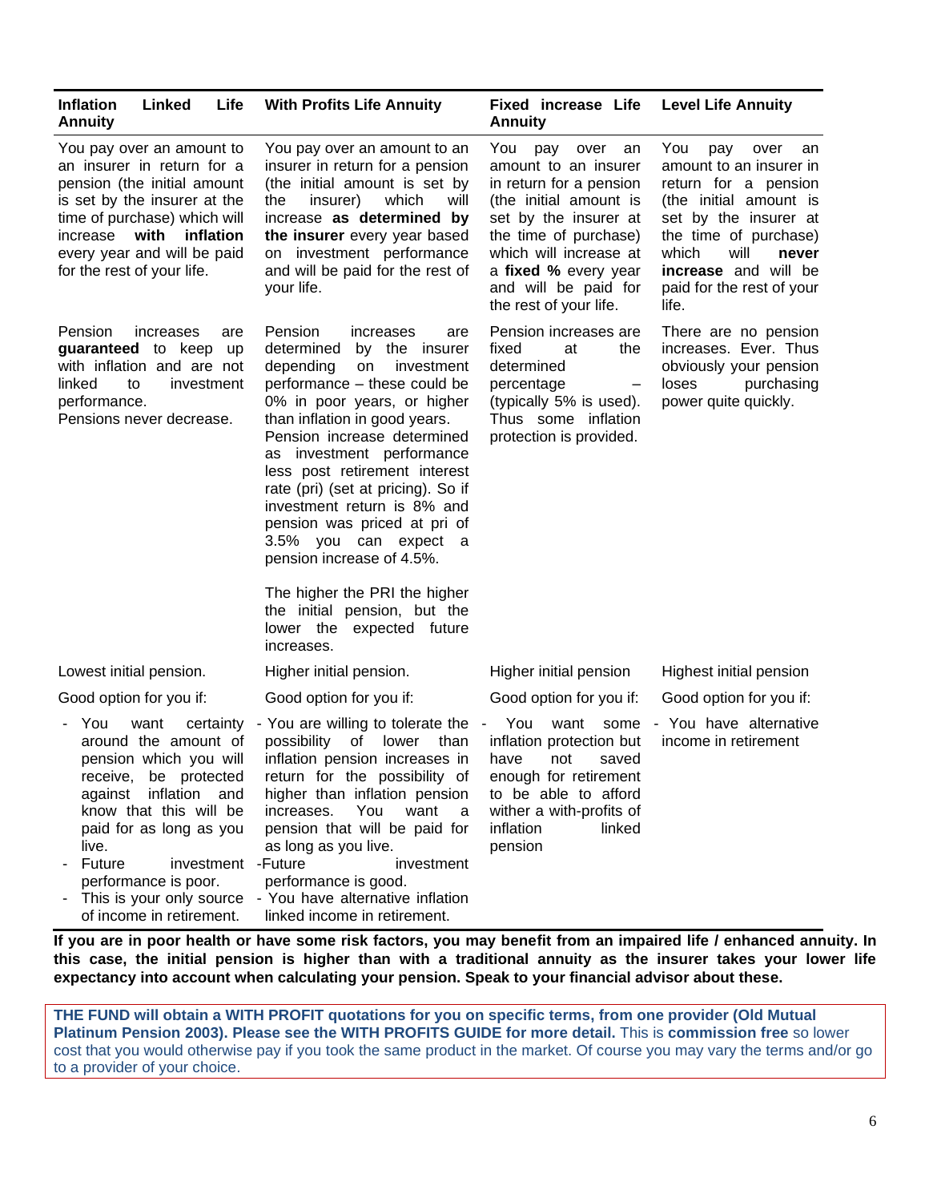| Inflation Linked Life Annuity | With Profits Life Annuity | Fixed increase Life Annuity | Level Life Annuity |
|---|---|---|---|
| You pay over an amount to an insurer in return for a pension (the initial amount is set by the insurer at the time of purchase) which will increase **with inflation** every year and will be paid for the rest of your life. | You pay over an amount to an insurer in return for a pension (the initial amount is set by the insurer) which will increase **as determined by the insurer** every year based on investment performance and will be paid for the rest of your life. | You pay over an amount to an insurer in return for a pension (the initial amount is set by the insurer at the time of purchase) which will increase at a **fixed %** every year and will be paid for the rest of your life. | You pay over an amount to an insurer in return for a pension (the initial amount is set by the insurer at the time of purchase) which will **never increase** and will be paid for the rest of your life. |
| Pension increases are **guaranteed** to keep up with inflation and are not linked to investment performance.<br>Pensions never decrease. | Pension increases are determined by the insurer depending on investment performance – these could be 0% in poor years, or higher than inflation in good years. Pension increase determined as investment performance less post retirement interest rate (pri) (set at pricing). So if investment return is 8% and pension was priced at pri of 3.5% you can expect a pension increase of 4.5%.<br><br>The higher the PRI the higher the initial pension, but the lower the expected future increases. | Pension increases are fixed at the determined percentage – (typically 5% is used). Thus some inflation protection is provided. | There are no pension increases. Ever. Thus obviously your pension loses purchasing power quite quickly. |
| Lowest initial pension. | Higher initial pension. | Higher initial pension | Highest initial pension |
| Good option for you if: | Good option for you if: | Good option for you if: | Good option for you if: |
| - You want certainty around the amount of pension which you will receive, be protected against inflation and know that this will be paid for as long as you live.<br>- Future investment performance is poor.<br>- This is your only source of income in retirement. | - You are willing to tolerate the possibility of lower than inflation pension increases in return for the possibility of higher than inflation pension increases. You want a pension that will be paid for as long as you live.<br>-Future investment performance is good.<br>- You have alternative inflation linked income in retirement. | - You want some inflation protection but have not saved enough for retirement to be able to afford wither a with-profits of inflation linked pension | - You have alternative income in retirement |

**If you are in poor health or have some risk factors, you may benefit from an impaired life / enhanced annuity. In this case, the initial pension is higher than with a traditional annuity as the insurer takes your lower life expectancy into account when calculating your pension. Speak to your financial advisor about these.**

**THE FUND will obtain a WITH PROFIT quotations for you on specific terms, from one provider (Old Mutual Platinum Pension 2003). Please see the WITH PROFITS GUIDE for more detail.** This is **commission free** so lower cost that you would otherwise pay if you took the same product in the market. Of course you may vary the terms and/or go to a provider of your choice.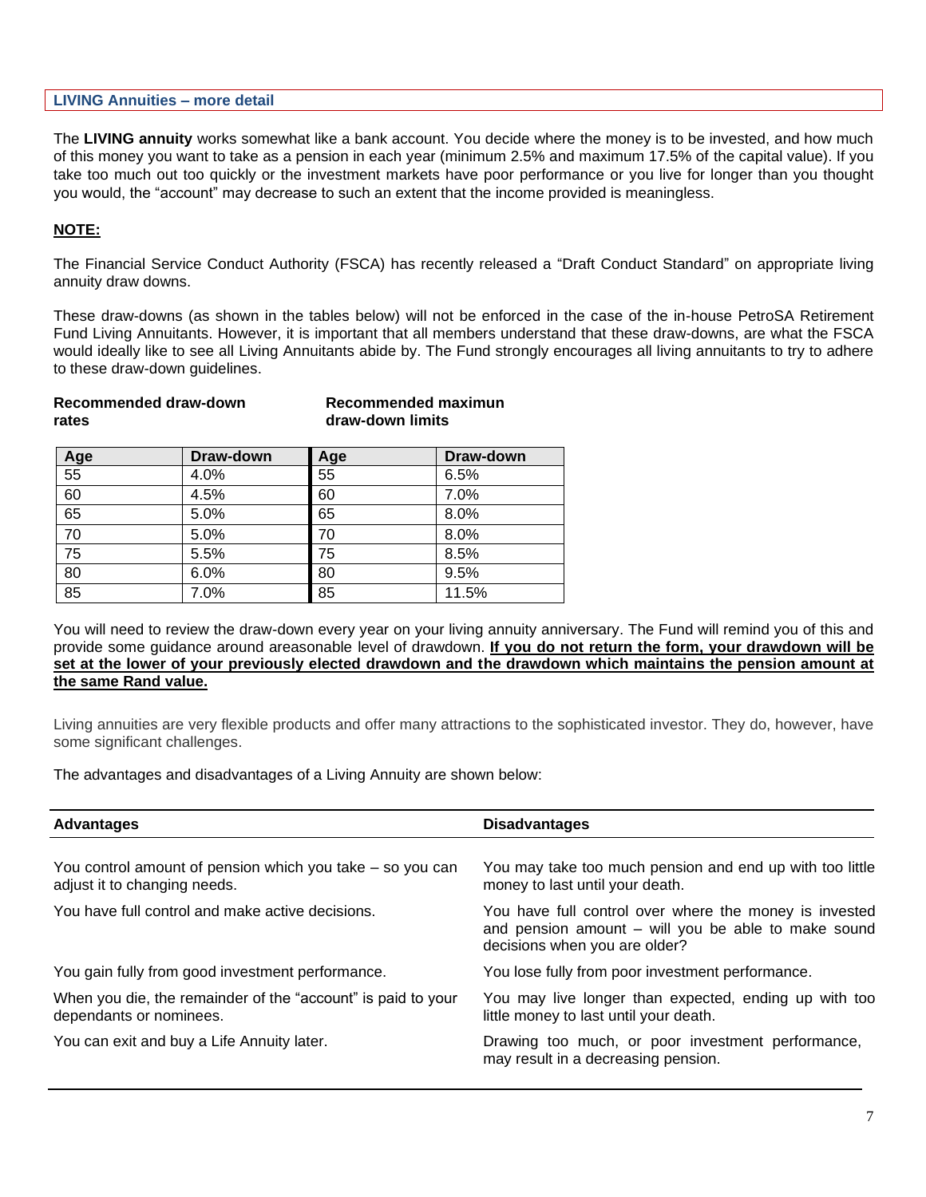## LIVING Annuities – more detail

The **LIVING annuity** works somewhat like a bank account. You decide where the money is to be invested, and how much of this money you want to take as a pension in each year (minimum 2.5% and maximum 17.5% of the capital value). If you take too much out too quickly or the investment markets have poor performance or you live for longer than you thought you would, the "account" may decrease to such an extent that the income provided is meaningless.

**NOTE:**

The Financial Service Conduct Authority (FSCA) has recently released a "Draft Conduct Standard" on appropriate living annuity draw downs.

These draw-downs (as shown in the tables below) will not be enforced in the case of the in-house PetroSA Retirement Fund Living Annuitants. However, it is important that all members understand that these draw-downs, are what the FSCA would ideally like to see all Living Annuitants abide by. The Fund strongly encourages all living annuitants to try to adhere to these draw-down guidelines.

| Recommended draw-down rates | | Recommended maximun draw-down limits | |
|---|---|---|---|
| **Age** | **Draw-down** | **Age** | **Draw-down** |
| 55 | 4.0% | 55 | 6.5% |
| 60 | 4.5% | 60 | 7.0% |
| 65 | 5.0% | 65 | 8.0% |
| 70 | 5.0% | 70 | 8.0% |
| 75 | 5.5% | 75 | 8.5% |
| 80 | 6.0% | 80 | 9.5% |
| 85 | 7.0% | 85 | 11.5% |

You will need to review the draw-down every year on your living annuity anniversary. The Fund will remind you of this and provide some guidance around areasonable level of drawdown. **If you do not return the form, your drawdown will be set at the lower of your previously elected drawdown and the drawdown which maintains the pension amount at the same Rand value.**

Living annuities are very flexible products and offer many attractions to the sophisticated investor. They do, however, have some significant challenges.

The advantages and disadvantages of a Living Annuity are shown below:

| Advantages | Disadvantages |
|---|---|
| You control amount of pension which you take – so you can adjust it to changing needs. | You may take too much pension and end up with too little money to last until your death. |
| You have full control and make active decisions. | You have full control over where the money is invested and pension amount – will you be able to make sound decisions when you are older? |
| You gain fully from good investment performance. | You lose fully from poor investment performance. |
| When you die, the remainder of the "account" is paid to your dependants or nominees. | You may live longer than expected, ending up with too little money to last until your death. |
| You can exit and buy a Life Annuity later. | Drawing too much, or poor investment performance, may result in a decreasing pension. |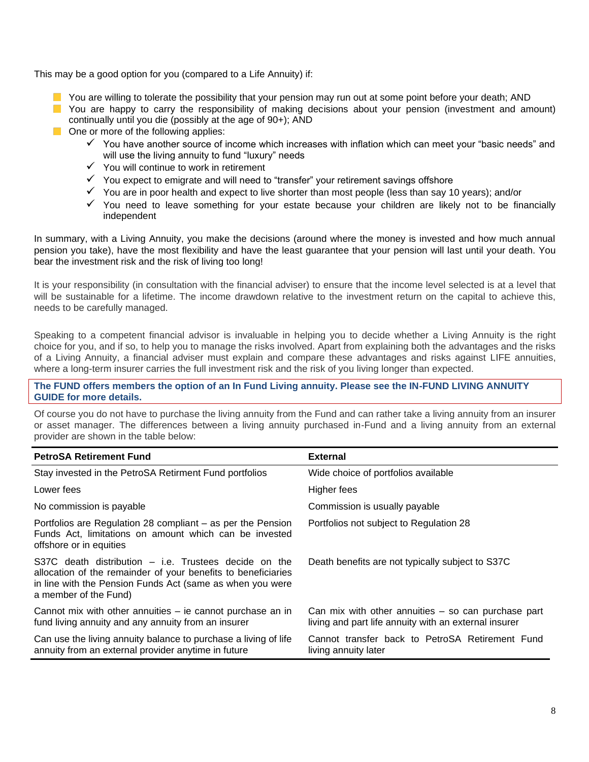This may be a good option for you (compared to a Life Annuity) if:

- You are willing to tolerate the possibility that your pension may run out at some point before your death; AND
- You are happy to carry the responsibility of making decisions about your pension (investment and amount) continually until you die (possibly at the age of 90+); AND
- One or more of the following applies:
  - ✓ You have another source of income which increases with inflation which can meet your "basic needs" and will use the living annuity to fund "luxury" needs
  - ✓ You will continue to work in retirement
  - ✓ You expect to emigrate and will need to "transfer" your retirement savings offshore
  - ✓ You are in poor health and expect to live shorter than most people (less than say 10 years); and/or
  - ✓ You need to leave something for your estate because your children are likely not to be financially independent

In summary, with a Living Annuity, you make the decisions (around where the money is invested and how much annual pension you take), have the most flexibility and have the least guarantee that your pension will last until your death. You bear the investment risk and the risk of living too long!

It is your responsibility (in consultation with the financial adviser) to ensure that the income level selected is at a level that will be sustainable for a lifetime. The income drawdown relative to the investment return on the capital to achieve this, needs to be carefully managed.

Speaking to a competent financial advisor is invaluable in helping you to decide whether a Living Annuity is the right choice for you, and if so, to help you to manage the risks involved. Apart from explaining both the advantages and the risks of a Living Annuity, a financial adviser must explain and compare these advantages and risks against LIFE annuities, where a long-term insurer carries the full investment risk and the risk of you living longer than expected.

**The FUND offers members the option of an In Fund Living annuity. Please see the IN-FUND LIVING ANNUITY GUIDE for more details.**

Of course you do not have to purchase the living annuity from the Fund and can rather take a living annuity from an insurer or asset manager. The differences between a living annuity purchased in-Fund and a living annuity from an external provider are shown in the table below:

| PetroSA Retirement Fund | External |
|---|---|
| Stay invested in the PetroSA Retirment Fund portfolios | Wide choice of portfolios available |
| Lower fees | Higher fees |
| No commission is payable | Commission is usually payable |
| Portfolios are Regulation 28 compliant – as per the Pension Funds Act, limitations on amount which can be invested offshore or in equities | Portfolios not subject to Regulation 28 |
| S37C death distribution – i.e. Trustees decide on the allocation of the remainder of your benefits to beneficiaries in line with the Pension Funds Act (same as when you were a member of the Fund) | Death benefits are not typically subject to S37C |
| Cannot mix with other annuities – ie cannot purchase an in fund living annuity and any annuity from an insurer | Can mix with other annuities – so can purchase part living and part life annuity with an external insurer |
| Can use the living annuity balance to purchase a living of life annuity from an external provider anytime in future | Cannot transfer back to PetroSA Retirement Fund living annuity later |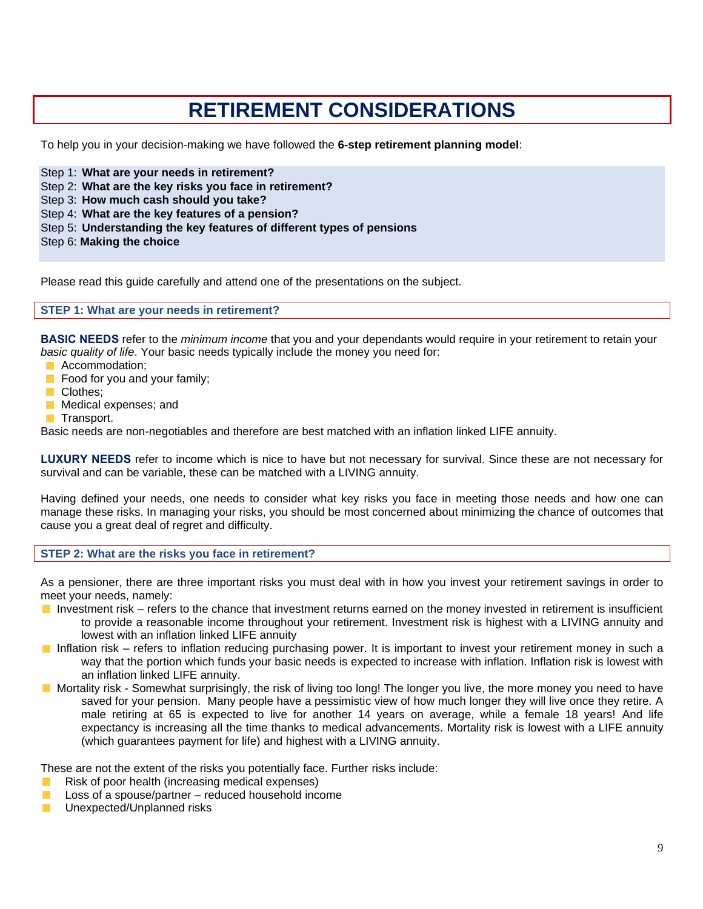# RETIREMENT CONSIDERATIONS

To help you in your decision-making we have followed the **6-step retirement planning model**:

Step 1: **What are your needs in retirement?**
Step 2: **What are the key risks you face in retirement?**
Step 3: **How much cash should you take?**
Step 4: **What are the key features of a pension?**
Step 5: **Understanding the key features of different types of pensions**
Step 6: **Making the choice**

Please read this guide carefully and attend one of the presentations on the subject.

## STEP 1: What are your needs in retirement?

**BASIC NEEDS** refer to the *minimum income* that you and your dependants would require in your retirement to retain your *basic quality of life*. Your basic needs typically include the money you need for:

- Accommodation;
- Food for you and your family;
- Clothes;
- Medical expenses; and
- Transport.

Basic needs are non-negotiables and therefore are best matched with an inflation linked LIFE annuity.

**LUXURY NEEDS** refer to income which is nice to have but not necessary for survival. Since these are not necessary for survival and can be variable, these can be matched with a LIVING annuity.

Having defined your needs, one needs to consider what key risks you face in meeting those needs and how one can manage these risks. In managing your risks, you should be most concerned about minimizing the chance of outcomes that cause you a great deal of regret and difficulty.

## STEP 2: What are the risks you face in retirement?

As a pensioner, there are three important risks you must deal with in how you invest your retirement savings in order to meet your needs, namely:

- Investment risk – refers to the chance that investment returns earned on the money invested in retirement is insufficient to provide a reasonable income throughout your retirement. Investment risk is highest with a LIVING annuity and lowest with an inflation linked LIFE annuity
- Inflation risk – refers to inflation reducing purchasing power. It is important to invest your retirement money in such a way that the portion which funds your basic needs is expected to increase with inflation. Inflation risk is lowest with an inflation linked LIFE annuity.
- Mortality risk - Somewhat surprisingly, the risk of living too long! The longer you live, the more money you need to have saved for your pension. Many people have a pessimistic view of how much longer they will live once they retire. A male retiring at 65 is expected to live for another 14 years on average, while a female 18 years! And life expectancy is increasing all the time thanks to medical advancements. Mortality risk is lowest with a LIFE annuity (which guarantees payment for life) and highest with a LIVING annuity.

These are not the extent of the risks you potentially face. Further risks include:

- Risk of poor health (increasing medical expenses)
- Loss of a spouse/partner – reduced household income
- Unexpected/Unplanned risks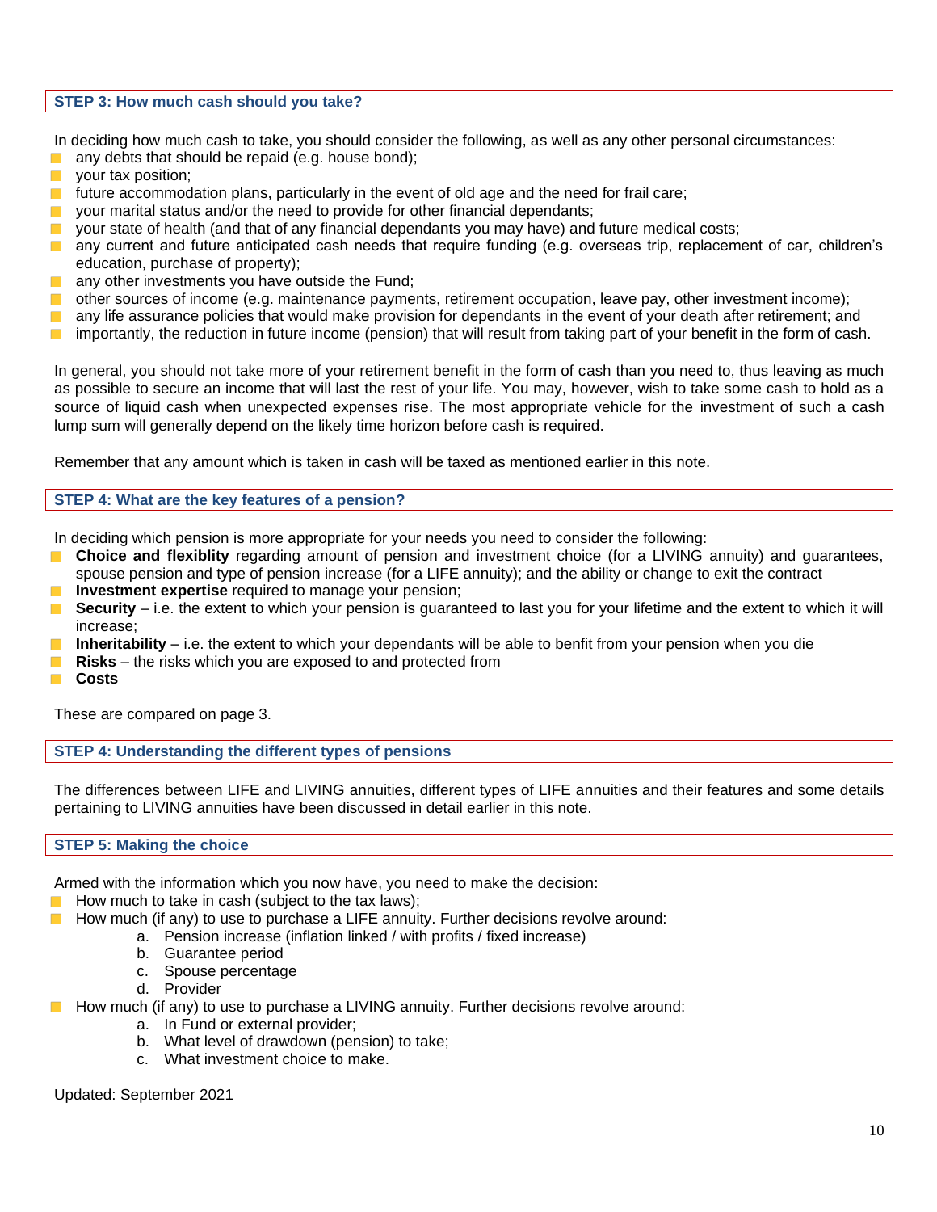## STEP 3: How much cash should you take?

In deciding how much cash to take, you should consider the following, as well as any other personal circumstances:

- any debts that should be repaid (e.g. house bond);
- your tax position;
- future accommodation plans, particularly in the event of old age and the need for frail care;
- your marital status and/or the need to provide for other financial dependants;
- your state of health (and that of any financial dependants you may have) and future medical costs;
- any current and future anticipated cash needs that require funding (e.g. overseas trip, replacement of car, children's education, purchase of property);
- any other investments you have outside the Fund;
- other sources of income (e.g. maintenance payments, retirement occupation, leave pay, other investment income);
- any life assurance policies that would make provision for dependants in the event of your death after retirement; and
- importantly, the reduction in future income (pension) that will result from taking part of your benefit in the form of cash.

In general, you should not take more of your retirement benefit in the form of cash than you need to, thus leaving as much as possible to secure an income that will last the rest of your life. You may, however, wish to take some cash to hold as a source of liquid cash when unexpected expenses rise. The most appropriate vehicle for the investment of such a cash lump sum will generally depend on the likely time horizon before cash is required.

Remember that any amount which is taken in cash will be taxed as mentioned earlier in this note.

## STEP 4: What are the key features of a pension?

In deciding which pension is more appropriate for your needs you need to consider the following:

- **Choice and flexiblity** regarding amount of pension and investment choice (for a LIVING annuity) and guarantees, spouse pension and type of pension increase (for a LIFE annuity); and the ability or change to exit the contract
- **Investment expertise** required to manage your pension;
- **Security** – i.e. the extent to which your pension is guaranteed to last you for your lifetime and the extent to which it will increase;
- **Inheritability** – i.e. the extent to which your dependants will be able to benfit from your pension when you die
- **Risks** – the risks which you are exposed to and protected from
- **Costs**

These are compared on page 3.

## STEP 4: Understanding the different types of pensions

The differences between LIFE and LIVING annuities, different types of LIFE annuities and their features and some details pertaining to LIVING annuities have been discussed in detail earlier in this note.

## STEP 5: Making the choice

Armed with the information which you now have, you need to make the decision:

- How much to take in cash (subject to the tax laws);
- How much (if any) to use to purchase a LIFE annuity. Further decisions revolve around:
  a. Pension increase (inflation linked / with profits / fixed increase)
  b. Guarantee period
  c. Spouse percentage
  d. Provider
- How much (if any) to use to purchase a LIVING annuity. Further decisions revolve around:
  a. In Fund or external provider;
  b. What level of drawdown (pension) to take;
  c. What investment choice to make.

Updated: September 2021